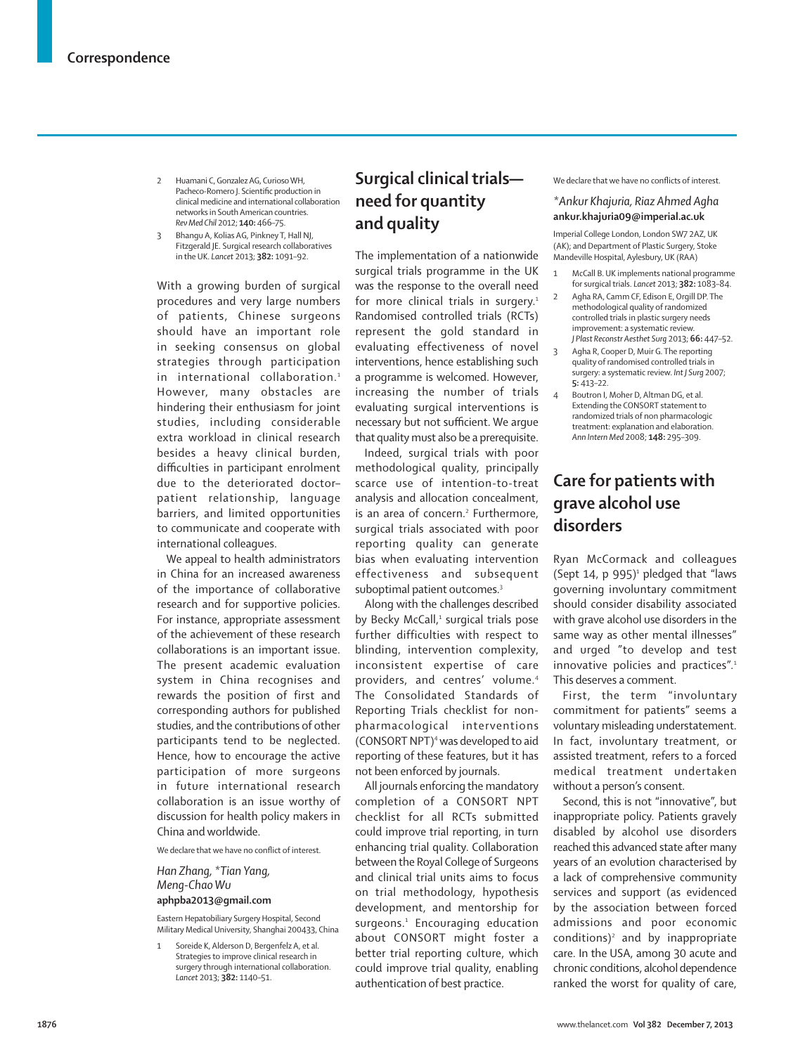2 Huamani C, Gonzalez AG, Curioso WH, Pacheco-Romero J. Scientific production in clinical medicine and international collaboration networks in South American countries. *Rev Med Chil* 2012; **140:** 466–75.

3 Bhangu A, Kolias AG, Pinkney T, Hall NJ, Fitzgerald JE. Surgical research collaboratives in the UK. *Lancet* 2013; **382:** 1091–92.

With a growing burden of surgical procedures and very large numbers of patients, Chinese surgeons should have an important role in seeking consensus on global strategies through participation in international collaboration.[1] However, many obstacles are hindering their enthusiasm for joint studies, including considerable extra workload in clinical research besides a heavy clinical burden, difficulties in participant enrolment due to the deteriorated doctor–patient relationship, language barriers, and limited opportunities to communicate and cooperate with international colleagues.

We appeal to health administrators in China for an increased awareness of the importance of collaborative research and for supportive policies. For instance, appropriate assessment of the achievement of these research collaborations is an important issue. The present academic evaluation system in China recognises and rewards the position of first and corresponding authors for published studies, and the contributions of other participants tend to be neglected. Hence, how to encourage the active participation of more surgeons in future international research collaboration is an issue worthy of discussion for health policy makers in China and worldwide.

We declare that we have no conflict of interest.

*Han Zhang, \*Tian Yang, Meng-Chao Wu*
**aphpba2013@gmail.com**

Eastern Hepatobiliary Surgery Hospital, Second Military Medical University, Shanghai 200433, China

1 Soreide K, Alderson D, Bergenfelz A, et al. Strategies to improve clinical research in surgery through international collaboration. *Lancet* 2013; **382:** 1140–51.

## Surgical clinical trials—need for quantity and quality

The implementation of a nationwide surgical trials programme in the UK was the response to the overall need for more clinical trials in surgery.[1] Randomised controlled trials (RCTs) represent the gold standard in evaluating effectiveness of novel interventions, hence establishing such a programme is welcomed. However, increasing the number of trials evaluating surgical interventions is necessary but not sufficient. We argue that quality must also be a prerequisite.

Indeed, surgical trials with poor methodological quality, principally scarce use of intention-to-treat analysis and allocation concealment, is an area of concern.[2] Furthermore, surgical trials associated with poor reporting quality can generate bias when evaluating intervention effectiveness and subsequent suboptimal patient outcomes.[3]

Along with the challenges described by Becky McCall,[1] surgical trials pose further difficulties with respect to blinding, intervention complexity, inconsistent expertise of care providers, and centres' volume.[4] The Consolidated Standards of Reporting Trials checklist for non-pharmacological interventions (CONSORT NPT)[4] was developed to aid reporting of these features, but it has not been enforced by journals.

All journals enforcing the mandatory completion of a CONSORT NPT checklist for all RCTs submitted could improve trial reporting, in turn enhancing trial quality. Collaboration between the Royal College of Surgeons and clinical trial units aims to focus on trial methodology, hypothesis development, and mentorship for surgeons.[1] Encouraging education about CONSORT might foster a better trial reporting culture, which could improve trial quality, enabling authentication of best practice.

We declare that we have no conflicts of interest.

*\*Ankur Khajuria, Riaz Ahmed Agha*
**ankur.khajuria09@imperial.ac.uk**

Imperial College London, London SW7 2AZ, UK (AK); and Department of Plastic Surgery, Stoke Mandeville Hospital, Aylesbury, UK (RAA)

1 McCall B. UK implements national programme for surgical trials. *Lancet* 2013; **382:** 1083–84.

2 Agha RA, Camm CF, Edison E, Orgill DP. The methodological quality of randomized controlled trials in plastic surgery needs improvement: a systematic review. *J Plast Reconstr Aesthet Surg* 2013; **66:** 447–52.

3 Agha R, Cooper D, Muir G. The reporting quality of randomised controlled trials in surgery: a systematic review. *Int J Surg* 2007; **5:** 413–22.

4 Boutron I, Moher D, Altman DG, et al. Extending the CONSORT statement to randomized trials of non pharmacologic treatment: explanation and elaboration. *Ann Intern Med* 2008; **148:** 295–309.

## Care for patients with grave alcohol use disorders

Ryan McCormack and colleagues (Sept 14, p 995)[1] pledged that "laws governing involuntary commitment should consider disability associated with grave alcohol use disorders in the same way as other mental illnesses" and urged "to develop and test innovative policies and practices".[1] This deserves a comment.

First, the term "involuntary commitment for patients" seems a voluntary misleading understatement. In fact, involuntary treatment, or assisted treatment, refers to a forced medical treatment undertaken without a person's consent.

Second, this is not "innovative", but inappropriate policy. Patients gravely disabled by alcohol use disorders reached this advanced state after many years of an evolution characterised by a lack of comprehensive community services and support (as evidenced by the association between forced admissions and poor economic conditions)[2] and by inappropriate care. In the USA, among 30 acute and chronic conditions, alcohol dependence ranked the worst for quality of care,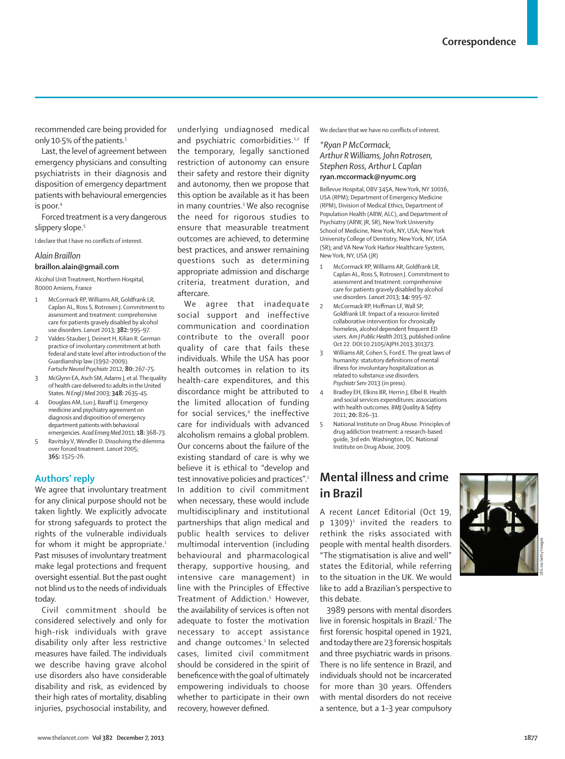recommended care being provided for only 10·5% of the patients.[3]

Last, the level of agreement between emergency physicians and consulting psychiatrists in their diagnosis and disposition of emergency department patients with behavioural emergencies is poor.[4]

Forced treatment is a very dangerous slippery slope.[5]

I declare that I have no conflicts of interest.

*Alain Braillon*
**braillon.alain@gmail.com**

Alcohol Unit Treatment, Northern Hospital, 80000 Amiens, France

1. McCormack RP, Williams AR, Goldfrank LR, Caplan AL, Ross S, Rotrosen J. Commitment to assessment and treatment: comprehensive care for patients gravely disabled by alcohol use disorders. *Lancet* 2013; **382:** 995–97.
2. Valdes-Stauber J, Deinert H, Kilian R. German practice of involuntary commitment at both federal and state level after introduction of the Guardianship law (1992–2009). *Fortschr Neurol Psychiatr* 2012; **80:** 267–75.
3. McGlynn EA, Asch SM, Adams J, et al. The quality of health care delivered to adults in the United States. *N Engl J Med* 2003; **348:** 2635–45.
4. Douglass AM, Luo J, Baraff LJ. Emergency medicine and psychiatry agreement on diagnosis and disposition of emergency department patients with behavioral emergencies. *Acad Emerg Med* 2011; **18:** 368–73.
5. Ravitsky V, Wendler D. Dissolving the dilemma over forced treatment. *Lancet* 2005; **365:** 1525–26.

## Authors' reply

We agree that involuntary treatment for any clinical purpose should not be taken lightly. We explicitly advocate for strong safeguards to protect the rights of the vulnerable individuals for whom it might be appropriate.[1] Past misuses of involuntary treatment make legal protections and frequent oversight essential. But the past ought not blind us to the needs of individuals today.

Civil commitment should be considered selectively and only for high-risk individuals with grave disability only after less restrictive measures have failed. The individuals we describe having grave alcohol use disorders also have considerable disability and risk, as evidenced by their high rates of mortality, disabling injuries, psychosocial instability, and underlying undiagnosed medical and psychiatric comorbidities.[1,2] If the temporary, legally sanctioned restriction of autonomy can ensure their safety and restore their dignity and autonomy, then we propose that this option be available as it has been in many countries.[3] We also recognise the need for rigorous studies to ensure that measurable treatment outcomes are achieved, to determine best practices, and answer remaining questions such as determining appropriate admission and discharge criteria, treatment duration, and aftercare.

We agree that inadequate social support and ineffective communication and coordination contribute to the overall poor quality of care that fails these individuals. While the USA has poor health outcomes in relation to its health-care expenditures, and this discordance might be attributed to the limited allocation of funding for social services,[4] the ineffective care for individuals with advanced alcoholism remains a global problem. Our concerns about the failure of the existing standard of care is why we believe it is ethical to "develop and test innovative policies and practices".[1] In addition to civil commitment when necessary, these would include multidisciplinary and institutional partnerships that align medical and public health services to deliver multimodal intervention (including behavioural and pharmacological therapy, supportive housing, and intensive care management) in line with the Principles of Effective Treatment of Addiction.[5] However, the availability of services is often not adequate to foster the motivation necessary to accept assistance and change outcomes.[1] In selected cases, limited civil commitment should be considered in the spirit of beneficence with the goal of ultimately empowering individuals to choose whether to participate in their own recovery, however defined.

We declare that we have no conflicts of interest.

*\*Ryan P McCormack, Arthur R Williams, John Rotrosen, Stephen Ross, Arthur L Caplan*
**ryan.mccormack@nyumc.org**

Bellevue Hospital, OBV 345A, New York, NY 10016, USA (RPM); Department of Emergency Medicine (RPM), Division of Medical Ethics, Department of Population Health (ARW, ALC), and Department of Psychiatry (ARW, JR, SR), New York University School of Medicine, New York, NY, USA; New York University College of Dentistry, New York, NY, USA (SR); and VA New York Harbor Healthcare System, New York, NY, USA (JR)

1. McCormack RP, Williams AR, Goldfrank LR, Caplan AL, Ross S, Rotrosen J. Commitment to assessment and treatment: comprehensive care for patients gravely disabled by alcohol use disorders. *Lancet* 2013; **14:** 995–97.
2. McCormack RP, Hoffman LF, Wall SP, Goldfrank LR. Impact of a resource-limited collaborative intervention for chronically homeless, alcohol dependent frequent ED users. *Am J Public Health* 2013, published online Oct 22. DOI:10.2105/AJPH.2013.301373.
3. Williams AR, Cohen S, Ford E. The great laws of humanity: statutory definitions of mental illness for involuntary hospitalization as related to substance use disorders. *Psychiatr Serv* 2013 (in press).
4. Bradley EH, Elkins BR, Herrin J, Elbel B. Health and social services expenditures: associations with health outcomes. *BMJ Quality & Safety* 2011; **20:** 826–31.
5. National Institute on Drug Abuse. Principles of drug addiction treatment: a research-based guide, 3rd edn. Washington, DC: National Institute on Drug Abuse, 2009.

## Mental illness and crime in Brazil

UIG via Getty Images

A recent *Lancet* Editorial (Oct 19, p 1309)[1] invited the readers to rethink the risks associated with people with mental health disorders. "The stigmatisation is alive and well" states the Editorial, while referring to the situation in the UK. We would like to add a Brazilian's perspective to this debate.

3989 persons with mental disorders live in forensic hospitals in Brazil.[2] The first forensic hospital opened in 1921, and today there are 23 forensic hospitals and three psychiatric wards in prisons. There is no life sentence in Brazil, and individuals should not be incarcerated for more than 30 years. Offenders with mental disorders do not receive a sentence, but a 1–3 year compulsory